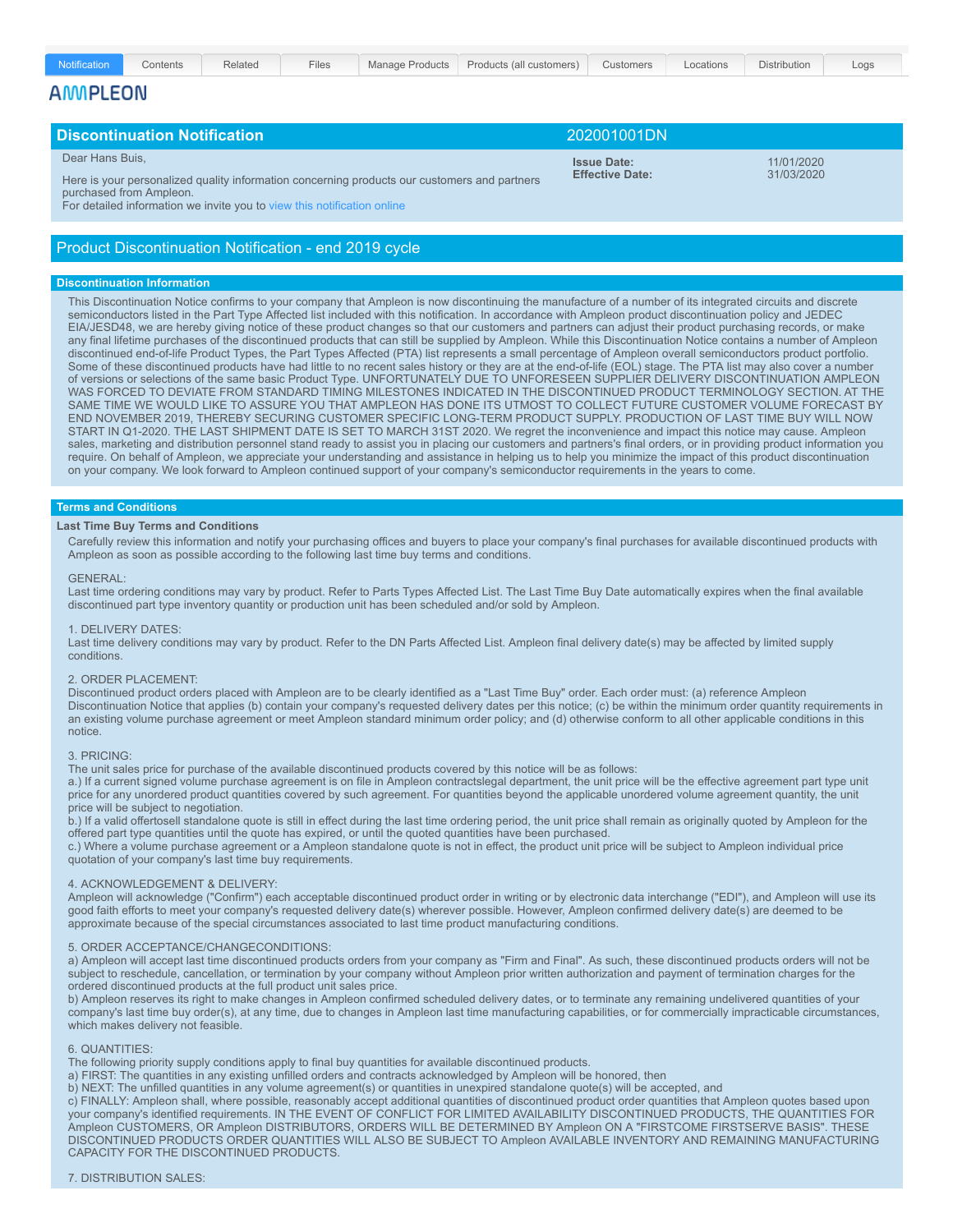Notification | Contents | Related | Files | Manage Products | Products (all customers) | Customers | Locations | Distribution | Logs

AMPLEON

## Discontinuation Notification — 202001001DN

Dear Hans Buis,

Here is your personalized quality information concerning products our customers and partners purchased from Ampleon.
For detailed information we invite you to view this notification online

**Issue Date:** 11/01/2020
**Effective Date:** 31/03/2020

## Product Discontinuation Notification - end 2019 cycle

### Discontinuation Information

This Discontinuation Notice confirms to your company that Ampleon is now discontinuing the manufacture of a number of its integrated circuits and discrete semiconductors listed in the Part Type Affected list included with this notification. In accordance with Ampleon product discontinuation policy and JEDEC EIA/JESD48, we are hereby giving notice of these product changes so that our customers and partners can adjust their product purchasing records, or make any final lifetime purchases of the discontinued products that can still be supplied by Ampleon. While this Discontinuation Notice contains a number of Ampleon discontinued end-of-life Product Types, the Part Types Affected (PTA) list represents a small percentage of Ampleon overall semiconductors product portfolio. Some of these discontinued products have had little to no recent sales history or they are at the end-of-life (EOL) stage. The PTA list may also cover a number of versions or selections of the same basic Product Type. UNFORTUNATELY DUE TO UNFORESEEN SUPPLIER DELIVERY DISCONTINUATION AMPLEON WAS FORCED TO DEVIATE FROM STANDARD TIMING MILESTONES INDICATED IN THE DISCONTINUED PRODUCT TERMINOLOGY SECTION. AT THE SAME TIME WE WOULD LIKE TO ASSURE YOU THAT AMPLEON HAS DONE ITS UTMOST TO COLLECT FUTURE CUSTOMER VOLUME FORECAST BY END NOVEMBER 2019, THEREBY SECURING CUSTOMER SPECIFIC LONG-TERM PRODUCT SUPPLY. PRODUCTION OF LAST TIME BUY WILL NOW START IN Q1-2020. THE LAST SHIPMENT DATE IS SET TO MARCH 31ST 2020. We regret the inconvenience and impact this notice may cause. Ampleon sales, marketing and distribution personnel stand ready to assist you in placing our customers and partners's final orders, or in providing product information you require. On behalf of Ampleon, we appreciate your understanding and assistance in helping us to help you minimize the impact of this product discontinuation on your company. We look forward to Ampleon continued support of your company's semiconductor requirements in the years to come.

### Terms and Conditions

**Last Time Buy Terms and Conditions**

Carefully review this information and notify your purchasing offices and buyers to place your company's final purchases for available discontinued products with Ampleon as soon as possible according to the following last time buy terms and conditions.

GENERAL:
Last time ordering conditions may vary by product. Refer to Parts Types Affected List. The Last Time Buy Date automatically expires when the final available discontinued part type inventory quantity or production unit has been scheduled and/or sold by Ampleon.

1. DELIVERY DATES:
Last time delivery conditions may vary by product. Refer to the DN Parts Affected List. Ampleon final delivery date(s) may be affected by limited supply conditions.

2. ORDER PLACEMENT:
Discontinued product orders placed with Ampleon are to be clearly identified as a "Last Time Buy" order. Each order must: (a) reference Ampleon Discontinuation Notice that applies (b) contain your company's requested delivery dates per this notice; (c) be within the minimum order quantity requirements in an existing volume purchase agreement or meet Ampleon standard minimum order policy; and (d) otherwise conform to all other applicable conditions in this notice.

3. PRICING:
The unit sales price for purchase of the available discontinued products covered by this notice will be as follows:
a.) If a current signed volume purchase agreement is on file in Ampleon contractslegal department, the unit price will be the effective agreement part type unit price for any unordered product quantities covered by such agreement. For quantities beyond the applicable unordered volume agreement quantity, the unit price will be subject to negotiation.
b.) If a valid offertosell standalone quote is still in effect during the last time ordering period, the unit price shall remain as originally quoted by Ampleon for the offered part type quantities until the quote has expired, or until the quoted quantities have been purchased.
c.) Where a volume purchase agreement or a Ampleon standalone quote is not in effect, the product unit price will be subject to Ampleon individual price quotation of your company's last time buy requirements.

4. ACKNOWLEDGEMENT & DELIVERY:
Ampleon will acknowledge ("Confirm") each acceptable discontinued product order in writing or by electronic data interchange ("EDI"), and Ampleon will use its good faith efforts to meet your company's requested delivery date(s) wherever possible. However, Ampleon confirmed delivery date(s) are deemed to be approximate because of the special circumstances associated to last time product manufacturing conditions.

5. ORDER ACCEPTANCE/CHANGECONDITIONS:
a) Ampleon will accept last time discontinued products orders from your company as "Firm and Final". As such, these discontinued products orders will not be subject to reschedule, cancellation, or termination by your company without Ampleon prior written authorization and payment of termination charges for the ordered discontinued products at the full product unit sales price.
b) Ampleon reserves its right to make changes in Ampleon confirmed scheduled delivery dates, or to terminate any remaining undelivered quantities of your company's last time buy order(s), at any time, due to changes in Ampleon last time manufacturing capabilities, or for commercially impracticable circumstances, which makes delivery not feasible.

6. QUANTITIES:
The following priority supply conditions apply to final buy quantities for available discontinued products.
a) FIRST: The quantities in any existing unfilled orders and contracts acknowledged by Ampleon will be honored, then
b) NEXT: The unfilled quantities in any volume agreement(s) or quantities in unexpired standalone quote(s) will be accepted, and
c) FINALLY: Ampleon shall, where possible, reasonably accept additional quantities of discontinued product order quantities that Ampleon quotes based upon your company's identified requirements. IN THE EVENT OF CONFLICT FOR LIMITED AVAILABILITY DISCONTINUED PRODUCTS, THE QUANTITIES FOR Ampleon CUSTOMERS, OR Ampleon DISTRIBUTORS, ORDERS WILL BE DETERMINED BY Ampleon ON A "FIRSTCOME FIRSTSERVE BASIS". THESE DISCONTINUED PRODUCTS ORDER QUANTITIES WILL ALSO BE SUBJECT TO Ampleon AVAILABLE INVENTORY AND REMAINING MANUFACTURING CAPACITY FOR THE DISCONTINUED PRODUCTS.

7. DISTRIBUTION SALES: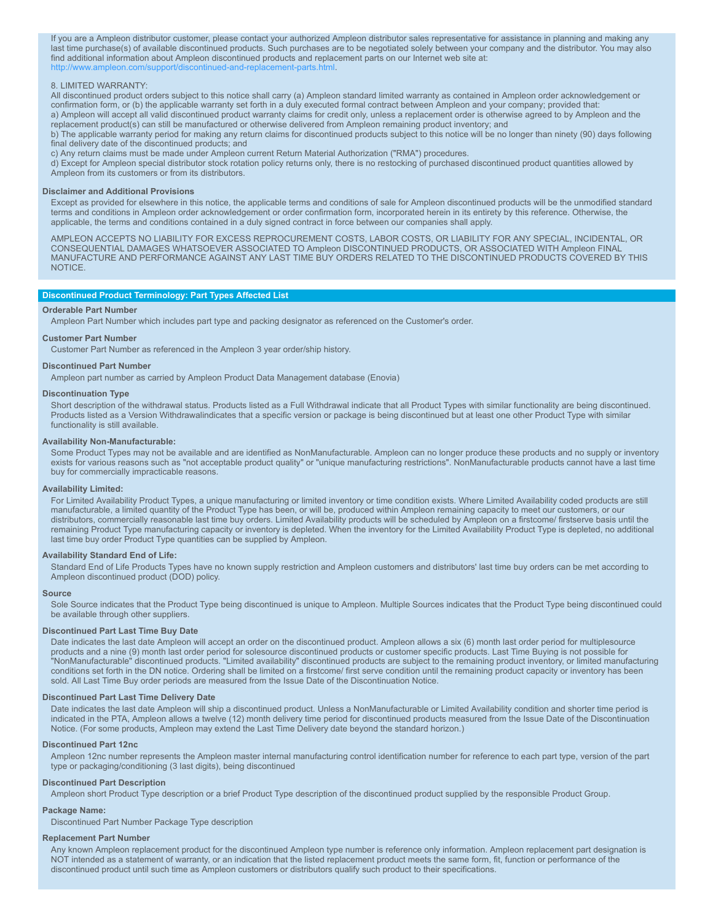If you are a Ampleon distributor customer, please contact your authorized Ampleon distributor sales representative for assistance in planning and making any last time purchase(s) of available discontinued products. Such purchases are to be negotiated solely between your company and the distributor. You may also find additional information about Ampleon discontinued products and replacement parts on our Internet web site at: http://www.ampleon.com/support/discontinued-and-replacement-parts.html.

8. LIMITED WARRANTY:
All discontinued product orders subject to this notice shall carry (a) Ampleon standard limited warranty as contained in Ampleon order acknowledgement or confirmation form, or (b) the applicable warranty set forth in a duly executed formal contract between Ampleon and your company; provided that:
a) Ampleon will accept all valid discontinued product warranty claims for credit only, unless a replacement order is otherwise agreed to by Ampleon and the replacement product(s) can still be manufactured or otherwise delivered from Ampleon remaining product inventory; and
b) The applicable warranty period for making any return claims for discontinued products subject to this notice will be no longer than ninety (90) days following final delivery date of the discontinued products; and
c) Any return claims must be made under Ampleon current Return Material Authorization ("RMA") procedures.
d) Except for Ampleon special distributor stock rotation policy returns only, there is no restocking of purchased discontinued product quantities allowed by Ampleon from its customers or from its distributors.

**Disclaimer and Additional Provisions**

Except as provided for elsewhere in this notice, the applicable terms and conditions of sale for Ampleon discontinued products will be the unmodified standard terms and conditions in Ampleon order acknowledgement or order confirmation form, incorporated herein in its entirety by this reference. Otherwise, the applicable, the terms and conditions contained in a duly signed contract in force between our companies shall apply.

AMPLEON ACCEPTS NO LIABILITY FOR EXCESS REPROCUREMENT COSTS, LABOR COSTS, OR LIABILITY FOR ANY SPECIAL, INCIDENTAL, OR CONSEQUENTIAL DAMAGES WHATSOEVER ASSOCIATED TO Ampleon DISCONTINUED PRODUCTS, OR ASSOCIATED WITH Ampleon FINAL MANUFACTURE AND PERFORMANCE AGAINST ANY LAST TIME BUY ORDERS RELATED TO THE DISCONTINUED PRODUCTS COVERED BY THIS NOTICE.

## Discontinued Product Terminology: Part Types Affected List

**Orderable Part Number**

Ampleon Part Number which includes part type and packing designator as referenced on the Customer's order.

**Customer Part Number**

Customer Part Number as referenced in the Ampleon 3 year order/ship history.

**Discontinued Part Number**

Ampleon part number as carried by Ampleon Product Data Management database (Enovia)

**Discontinuation Type**

Short description of the withdrawal status. Products listed as a Full Withdrawal indicate that all Product Types with similar functionality are being discontinued. Products listed as a Version Withdrawalindicates that a specific version or package is being discontinued but at least one other Product Type with similar functionality is still available.

**Availability Non-Manufacturable:**

Some Product Types may not be available and are identified as NonManufacturable. Ampleon can no longer produce these products and no supply or inventory exists for various reasons such as "not acceptable product quality" or "unique manufacturing restrictions". NonManufacturable products cannot have a last time buy for commercially impracticable reasons.

**Availability Limited:**

For Limited Availability Product Types, a unique manufacturing or limited inventory or time condition exists. Where Limited Availability coded products are still manufacturable, a limited quantity of the Product Type has been, or will be, produced within Ampleon remaining capacity to meet our customers, or our distributors, commercially reasonable last time buy orders. Limited Availability products will be scheduled by Ampleon on a firstcome/ firstserve basis until the remaining Product Type manufacturing capacity or inventory is depleted. When the inventory for the Limited Availability Product Type is depleted, no additional last time buy order Product Type quantities can be supplied by Ampleon.

**Availability Standard End of Life:**

Standard End of Life Products Types have no known supply restriction and Ampleon customers and distributors' last time buy orders can be met according to Ampleon discontinued product (DOD) policy.

**Source**

Sole Source indicates that the Product Type being discontinued is unique to Ampleon. Multiple Sources indicates that the Product Type being discontinued could be available through other suppliers.

**Discontinued Part Last Time Buy Date**

Date indicates the last date Ampleon will accept an order on the discontinued product. Ampleon allows a six (6) month last order period for multiplesource products and a nine (9) month last order period for solesource discontinued products or customer specific products. Last Time Buying is not possible for "NonManufacturable" discontinued products. "Limited availability" discontinued products are subject to the remaining product inventory, or limited manufacturing conditions set forth in the DN notice. Ordering shall be limited on a firstcome/ first serve condition until the remaining product capacity or inventory has been sold. All Last Time Buy order periods are measured from the Issue Date of the Discontinuation Notice.

**Discontinued Part Last Time Delivery Date**

Date indicates the last date Ampleon will ship a discontinued product. Unless a NonManufacturable or Limited Availability condition and shorter time period is indicated in the PTA, Ampleon allows a twelve (12) month delivery time period for discontinued products measured from the Issue Date of the Discontinuation Notice. (For some products, Ampleon may extend the Last Time Delivery date beyond the standard horizon.)

**Discontinued Part 12nc**

Ampleon 12nc number represents the Ampleon master internal manufacturing control identification number for reference to each part type, version of the part type or packaging/conditioning (3 last digits), being discontinued

**Discontinued Part Description**

Ampleon short Product Type description or a brief Product Type description of the discontinued product supplied by the responsible Product Group.

**Package Name:**

Discontinued Part Number Package Type description

**Replacement Part Number**

Any known Ampleon replacement product for the discontinued Ampleon type number is reference only information. Ampleon replacement part designation is NOT intended as a statement of warranty, or an indication that the listed replacement product meets the same form, fit, function or performance of the discontinued product until such time as Ampleon customers or distributors qualify such product to their specifications.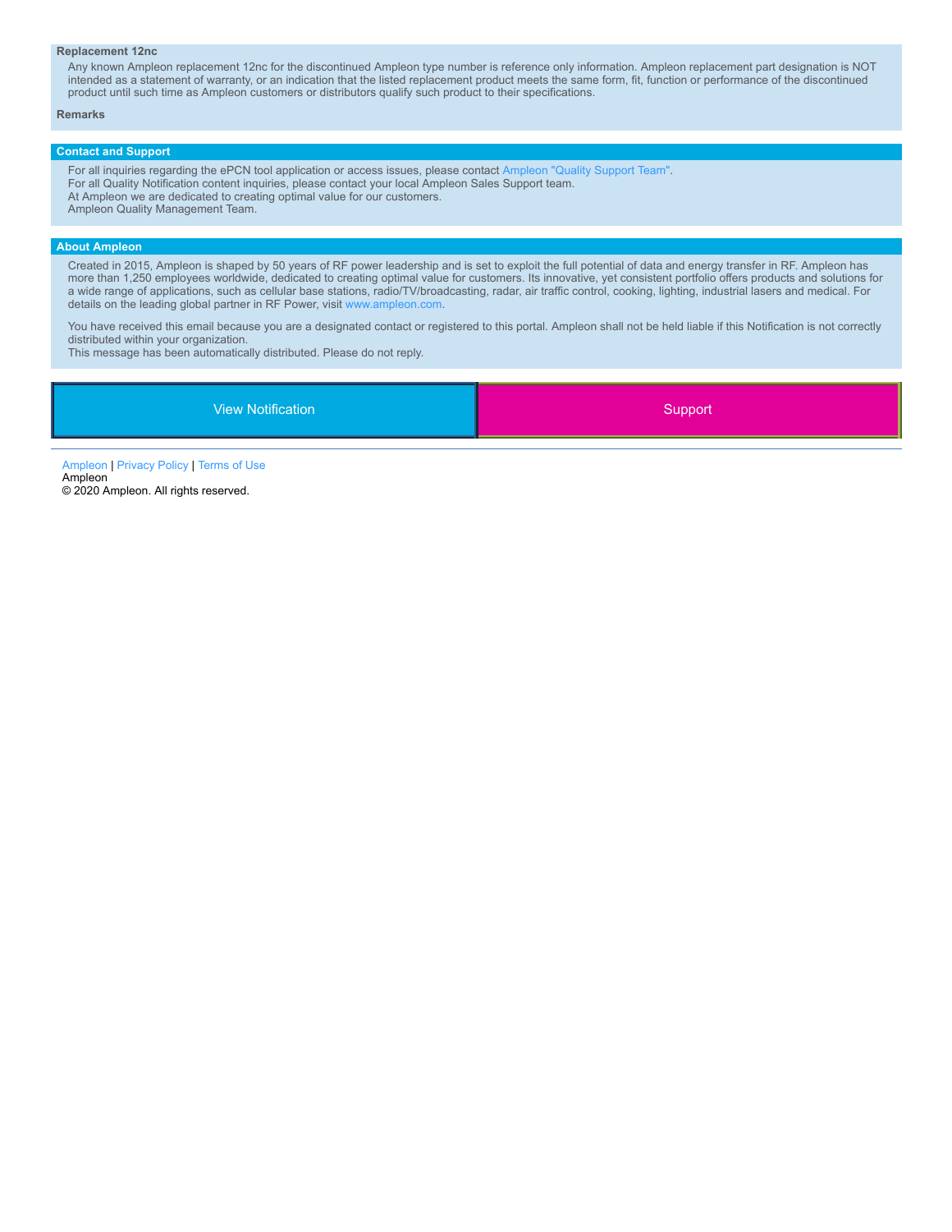**Replacement 12nc**

Any known Ampleon replacement 12nc for the discontinued Ampleon type number is reference only information. Ampleon replacement part designation is NOT intended as a statement of warranty, or an indication that the listed replacement product meets the same form, fit, function or performance of the discontinued product until such time as Ampleon customers or distributors qualify such product to their specifications.

**Remarks**

## Contact and Support

For all inquiries regarding the ePCN tool application or access issues, please contact Ampleon "Quality Support Team".
For all Quality Notification content inquiries, please contact your local Ampleon Sales Support team.
At Ampleon we are dedicated to creating optimal value for our customers.
Ampleon Quality Management Team.

## About Ampleon

Created in 2015, Ampleon is shaped by 50 years of RF power leadership and is set to exploit the full potential of data and energy transfer in RF. Ampleon has more than 1,250 employees worldwide, dedicated to creating optimal value for customers. Its innovative, yet consistent portfolio offers products and solutions for a wide range of applications, such as cellular base stations, radio/TV/broadcasting, radar, air traffic control, cooking, lighting, industrial lasers and medical. For details on the leading global partner in RF Power, visit www.ampleon.com.

You have received this email because you are a designated contact or registered to this portal. Ampleon shall not be held liable if this Notification is not correctly distributed within your organization.
This message has been automatically distributed. Please do not reply.

View Notification | Support

---

Ampleon | Privacy Policy | Terms of Use
Ampleon
© 2020 Ampleon. All rights reserved.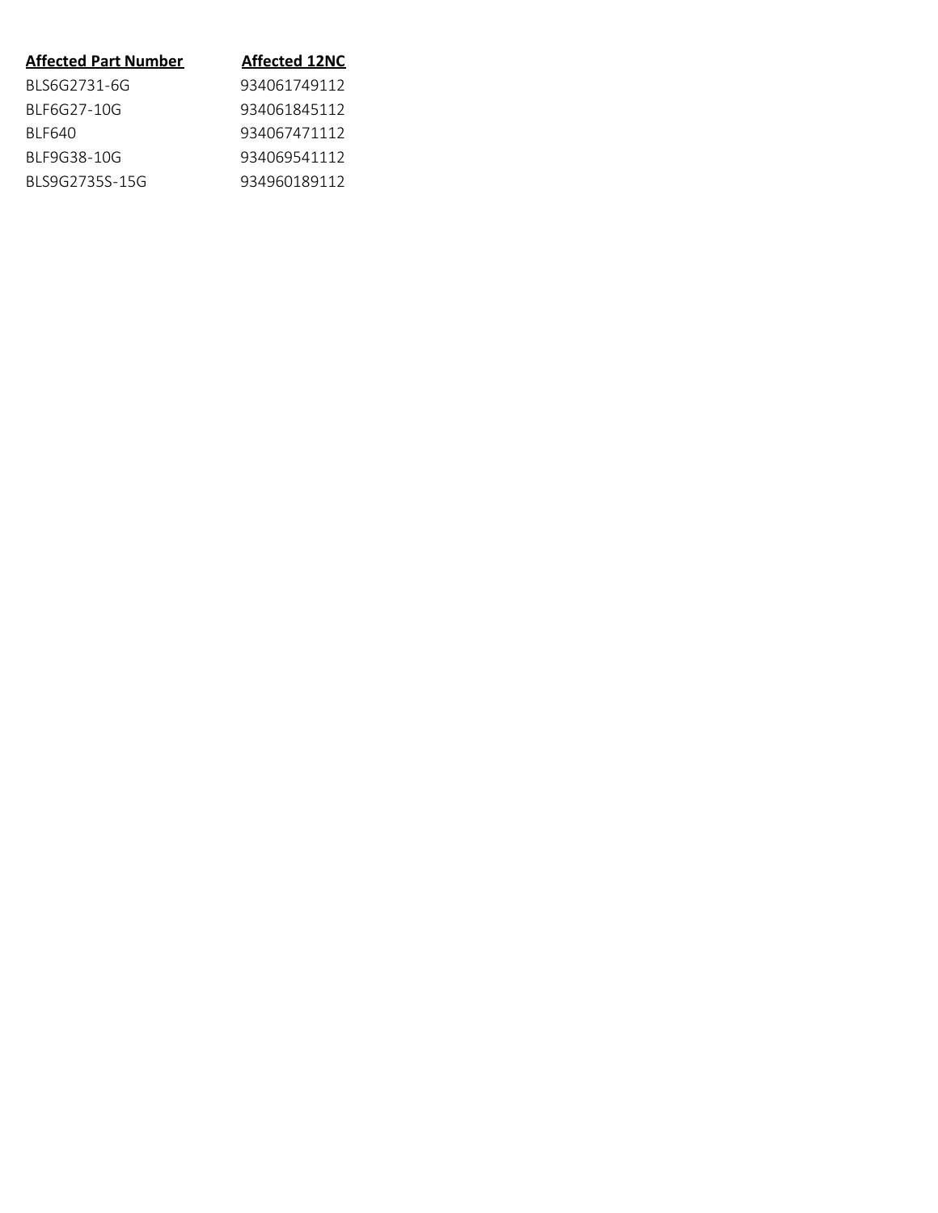| Affected Part Number | Affected 12NC |
|---|---|
| BLS6G2731-6G | 934061749112 |
| BLF6G27-10G | 934061845112 |
| BLF640 | 934067471112 |
| BLF9G38-10G | 934069541112 |
| BLS9G2735S-15G | 934960189112 |